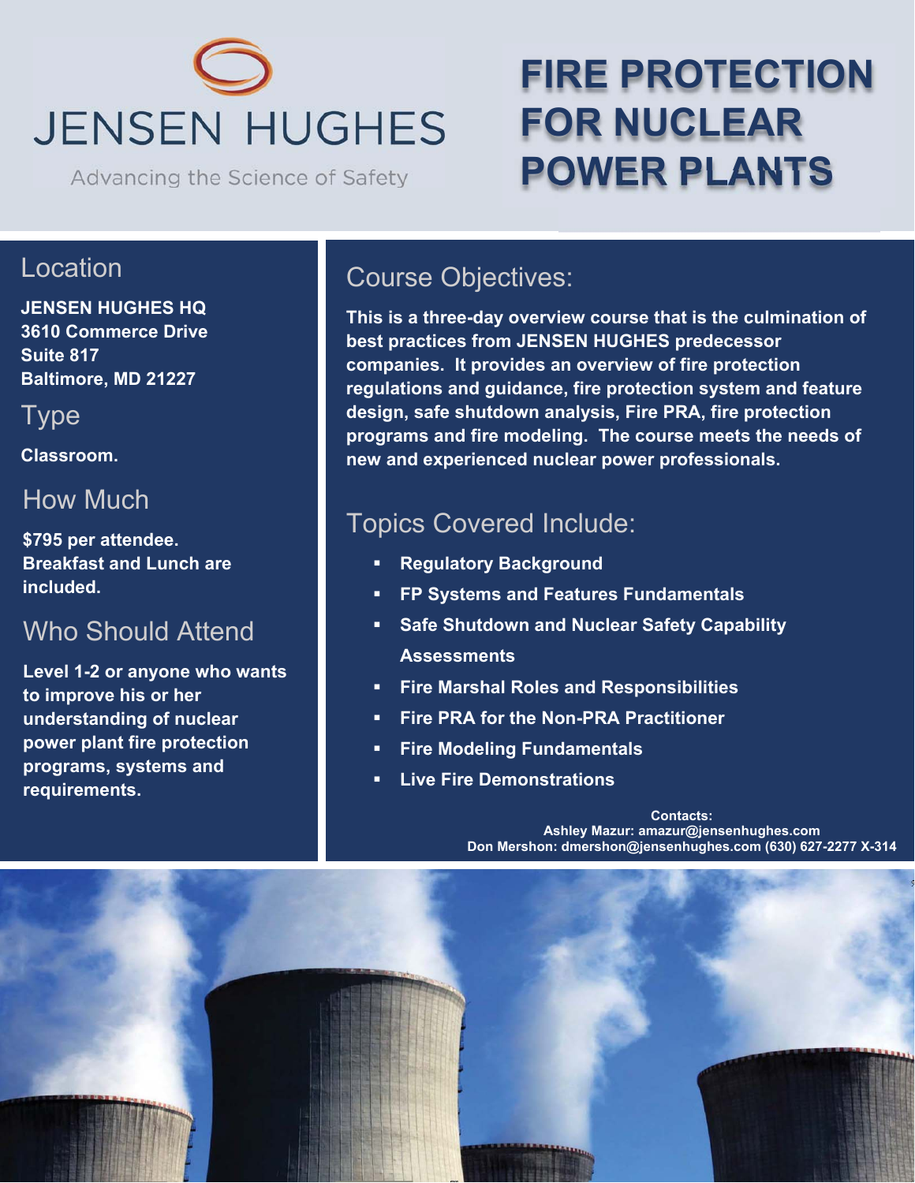JENSEN HUGHES

Advancing the Science of Safety

# FIRE PROTECTION FOR NUCLEAR POWER PLANTS

## Location

**JENSEN HUGHES HQ**
**3610 Commerce Drive**
**Suite 817**
**Baltimore, MD 21227**

## Type

**Classroom.**

## How Much

**$795 per attendee.**
**Breakfast and Lunch are included.**

## Who Should Attend

**Level 1-2 or anyone who wants to improve his or her understanding of nuclear power plant fire protection programs, systems and requirements.**

## Course Objectives:

**This is a three-day overview course that is the culmination of best practices from JENSEN HUGHES predecessor companies. It provides an overview of fire protection regulations and guidance, fire protection system and feature design, safe shutdown analysis, Fire PRA, fire protection programs and fire modeling. The course meets the needs of new and experienced nuclear power professionals.**

## Topics Covered Include:

- **Regulatory Background**
- **FP Systems and Features Fundamentals**
- **Safe Shutdown and Nuclear Safety Capability Assessments**
- **Fire Marshal Roles and Responsibilities**
- **Fire PRA for the Non-PRA Practitioner**
- **Fire Modeling Fundamentals**
- **Live Fire Demonstrations**

**Contacts:**
**Ashley Mazur: amazur@jensenhughes.com**
**Don Mershon: dmershon@jensenhughes.com (630) 627-2277 X-314**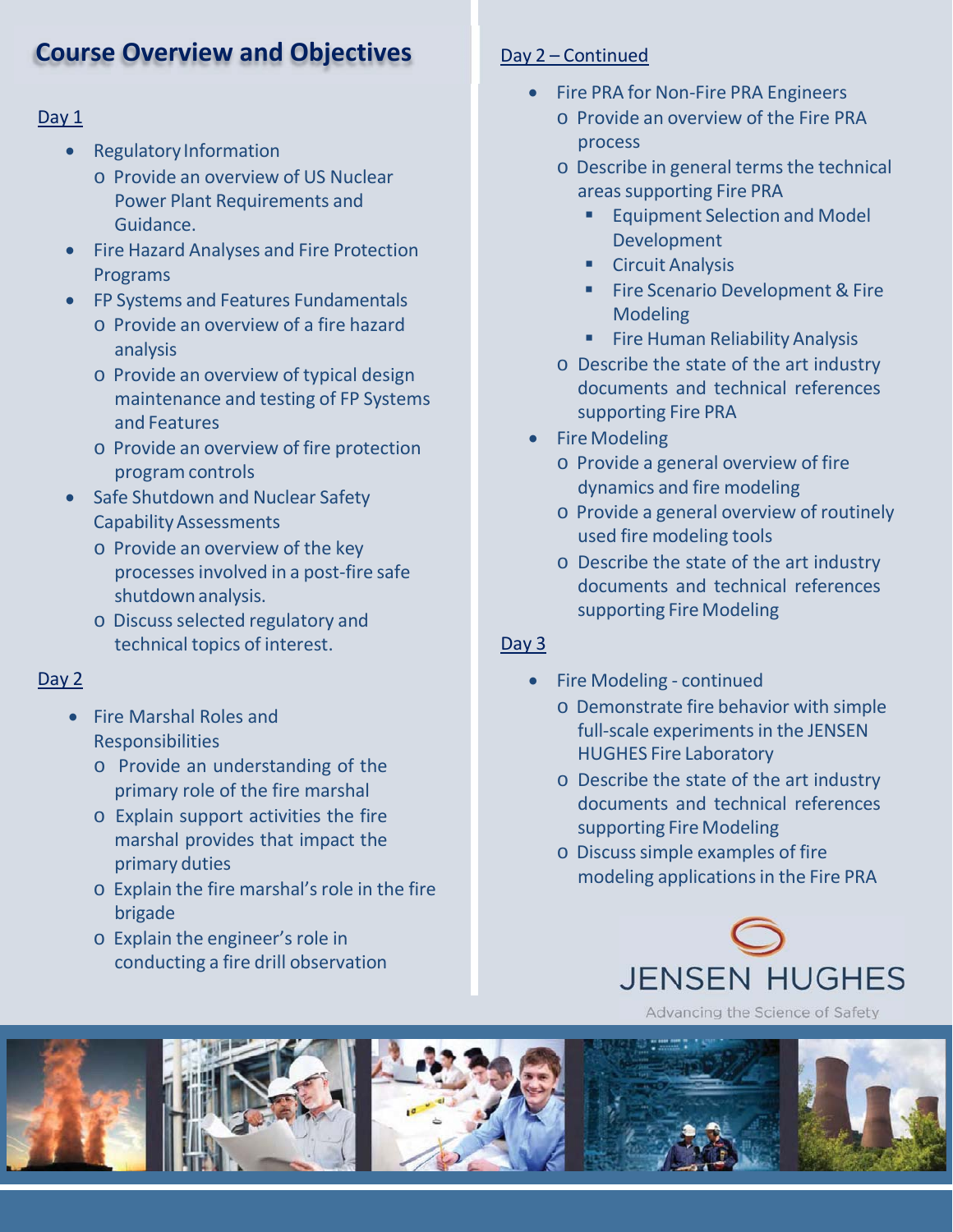# Course Overview and Objectives

Day 1

- Regulatory Information
  - Provide an overview of US Nuclear Power Plant Requirements and Guidance.
- Fire Hazard Analyses and Fire Protection Programs
- FP Systems and Features Fundamentals
  - Provide an overview of a fire hazard analysis
  - Provide an overview of typical design maintenance and testing of FP Systems and Features
  - Provide an overview of fire protection program controls
- Safe Shutdown and Nuclear Safety Capability Assessments
  - Provide an overview of the key processes involved in a post-fire safe shutdown analysis.
  - Discuss selected regulatory and technical topics of interest.

Day 2

- Fire Marshal Roles and Responsibilities
  - Provide an understanding of the primary role of the fire marshal
  - Explain support activities the fire marshal provides that impact the primary duties
  - Explain the fire marshal's role in the fire brigade
  - Explain the engineer's role in conducting a fire drill observation

Day 2 – Continued

- Fire PRA for Non-Fire PRA Engineers
  - Provide an overview of the Fire PRA process
  - Describe in general terms the technical areas supporting Fire PRA
    - Equipment Selection and Model Development
    - Circuit Analysis
    - Fire Scenario Development & Fire Modeling
    - Fire Human Reliability Analysis
  - Describe the state of the art industry documents and technical references supporting Fire PRA
- Fire Modeling
  - Provide a general overview of fire dynamics and fire modeling
  - Provide a general overview of routinely used fire modeling tools
  - Describe the state of the art industry documents and technical references supporting Fire Modeling

Day 3

- Fire Modeling - continued
  - Demonstrate fire behavior with simple full-scale experiments in the JENSEN HUGHES Fire Laboratory
  - Describe the state of the art industry documents and technical references supporting Fire Modeling
  - Discuss simple examples of fire modeling applications in the Fire PRA

JENSEN HUGHES

Advancing the Science of Safety